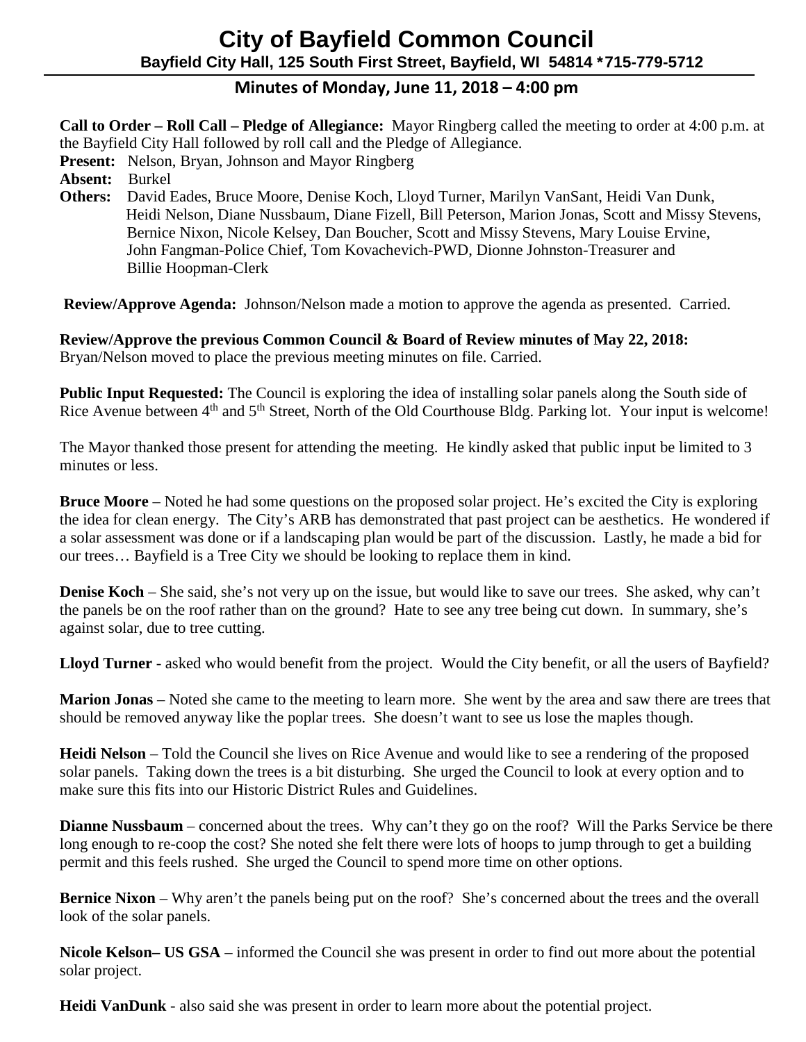# City of Bayfield Common Council

**Bayfield City Hall, 125 South First Street, Bayfield, WI 54814 \*715-779-5712**

## Minutes of Monday, June 11, 2018 – 4:00 pm

**Call to Order – Roll Call – Pledge of Allegiance:** Mayor Ringberg called the meeting to order at 4:00 p.m. at the Bayfield City Hall followed by roll call and the Pledge of Allegiance.

**Present:** Nelson, Bryan, Johnson and Mayor Ringberg
**Absent:** Burkel
**Others:** David Eades, Bruce Moore, Denise Koch, Lloyd Turner, Marilyn VanSant, Heidi Van Dunk, Heidi Nelson, Diane Nussbaum, Diane Fizell, Bill Peterson, Marion Jonas, Scott and Missy Stevens, Bernice Nixon, Nicole Kelsey, Dan Boucher, Scott and Missy Stevens, Mary Louise Ervine, John Fangman-Police Chief, Tom Kovachevich-PWD, Dionne Johnston-Treasurer and Billie Hoopman-Clerk

**Review/Approve Agenda:** Johnson/Nelson made a motion to approve the agenda as presented. Carried.

**Review/Approve the previous Common Council & Board of Review minutes of May 22, 2018:**
Bryan/Nelson moved to place the previous meeting minutes on file. Carried.

**Public Input Requested:** The Council is exploring the idea of installing solar panels along the South side of Rice Avenue between 4th and 5th Street, North of the Old Courthouse Bldg. Parking lot. Your input is welcome!

The Mayor thanked those present for attending the meeting. He kindly asked that public input be limited to 3 minutes or less.

**Bruce Moore** – Noted he had some questions on the proposed solar project. He's excited the City is exploring the idea for clean energy. The City's ARB has demonstrated that past project can be aesthetics. He wondered if a solar assessment was done or if a landscaping plan would be part of the discussion. Lastly, he made a bid for our trees… Bayfield is a Tree City we should be looking to replace them in kind.

**Denise Koch** – She said, she's not very up on the issue, but would like to save our trees. She asked, why can't the panels be on the roof rather than on the ground? Hate to see any tree being cut down. In summary, she's against solar, due to tree cutting.

**Lloyd Turner** - asked who would benefit from the project. Would the City benefit, or all the users of Bayfield?

**Marion Jonas** – Noted she came to the meeting to learn more. She went by the area and saw there are trees that should be removed anyway like the poplar trees. She doesn't want to see us lose the maples though.

**Heidi Nelson** – Told the Council she lives on Rice Avenue and would like to see a rendering of the proposed solar panels. Taking down the trees is a bit disturbing. She urged the Council to look at every option and to make sure this fits into our Historic District Rules and Guidelines.

**Dianne Nussbaum** – concerned about the trees. Why can't they go on the roof? Will the Parks Service be there long enough to re-coop the cost? She noted she felt there were lots of hoops to jump through to get a building permit and this feels rushed. She urged the Council to spend more time on other options.

**Bernice Nixon** – Why aren't the panels being put on the roof? She's concerned about the trees and the overall look of the solar panels.

**Nicole Kelson– US GSA** – informed the Council she was present in order to find out more about the potential solar project.

**Heidi VanDunk** - also said she was present in order to learn more about the potential project.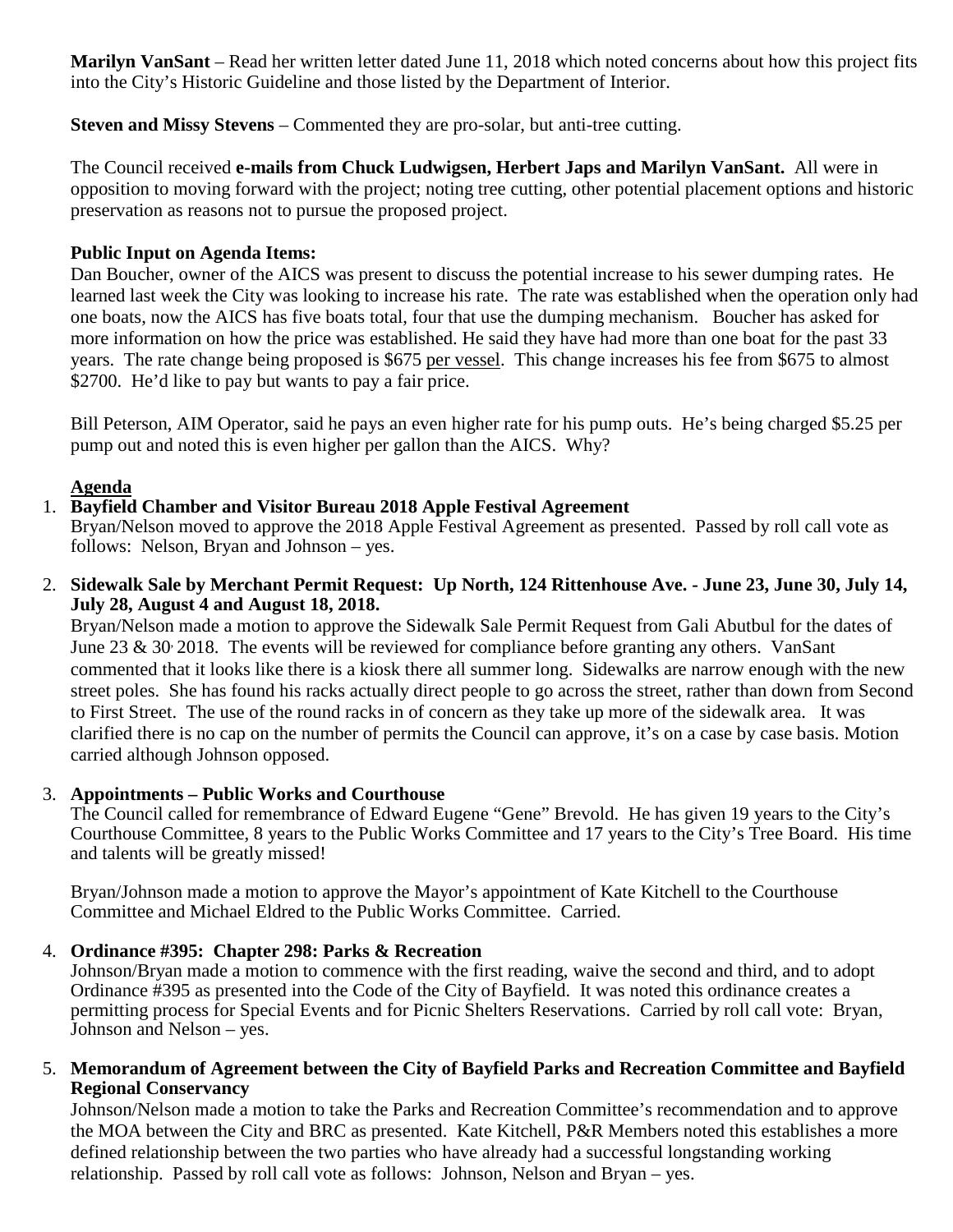**Marilyn VanSant** – Read her written letter dated June 11, 2018 which noted concerns about how this project fits into the City's Historic Guideline and those listed by the Department of Interior.

**Steven and Missy Stevens** – Commented they are pro-solar, but anti-tree cutting.

The Council received **e-mails from Chuck Ludwigsen, Herbert Japs and Marilyn VanSant.** All were in opposition to moving forward with the project; noting tree cutting, other potential placement options and historic preservation as reasons not to pursue the proposed project.

**Public Input on Agenda Items:**
Dan Boucher, owner of the AICS was present to discuss the potential increase to his sewer dumping rates. He learned last week the City was looking to increase his rate. The rate was established when the operation only had one boats, now the AICS has five boats total, four that use the dumping mechanism. Boucher has asked for more information on how the price was established. He said they have had more than one boat for the past 33 years. The rate change being proposed is $675 per vessel. This change increases his fee from $675 to almost $2700. He'd like to pay but wants to pay a fair price.

Bill Peterson, AIM Operator, said he pays an even higher rate for his pump outs. He's being charged $5.25 per pump out and noted this is even higher per gallon than the AICS. Why?

**Agenda**

1. **Bayfield Chamber and Visitor Bureau 2018 Apple Festival Agreement**
   Bryan/Nelson moved to approve the 2018 Apple Festival Agreement as presented. Passed by roll call vote as follows: Nelson, Bryan and Johnson – yes.

2. **Sidewalk Sale by Merchant Permit Request: Up North, 124 Rittenhouse Ave. - June 23, June 30, July 14, July 28, August 4 and August 18, 2018.**
   Bryan/Nelson made a motion to approve the Sidewalk Sale Permit Request from Gali Abutbul for the dates of June 23 & 30, 2018. The events will be reviewed for compliance before granting any others. VanSant commented that it looks like there is a kiosk there all summer long. Sidewalks are narrow enough with the new street poles. She has found his racks actually direct people to go across the street, rather than down from Second to First Street. The use of the round racks in of concern as they take up more of the sidewalk area. It was clarified there is no cap on the number of permits the Council can approve, it's on a case by case basis. Motion carried although Johnson opposed.

3. **Appointments – Public Works and Courthouse**
   The Council called for remembrance of Edward Eugene "Gene" Brevold. He has given 19 years to the City's Courthouse Committee, 8 years to the Public Works Committee and 17 years to the City's Tree Board. His time and talents will be greatly missed!

   Bryan/Johnson made a motion to approve the Mayor's appointment of Kate Kitchell to the Courthouse Committee and Michael Eldred to the Public Works Committee. Carried.

4. **Ordinance #395: Chapter 298: Parks & Recreation**
   Johnson/Bryan made a motion to commence with the first reading, waive the second and third, and to adopt Ordinance #395 as presented into the Code of the City of Bayfield. It was noted this ordinance creates a permitting process for Special Events and for Picnic Shelters Reservations. Carried by roll call vote: Bryan, Johnson and Nelson – yes.

5. **Memorandum of Agreement between the City of Bayfield Parks and Recreation Committee and Bayfield Regional Conservancy**
   Johnson/Nelson made a motion to take the Parks and Recreation Committee's recommendation and to approve the MOA between the City and BRC as presented. Kate Kitchell, P&R Members noted this establishes a more defined relationship between the two parties who have already had a successful longstanding working relationship. Passed by roll call vote as follows: Johnson, Nelson and Bryan – yes.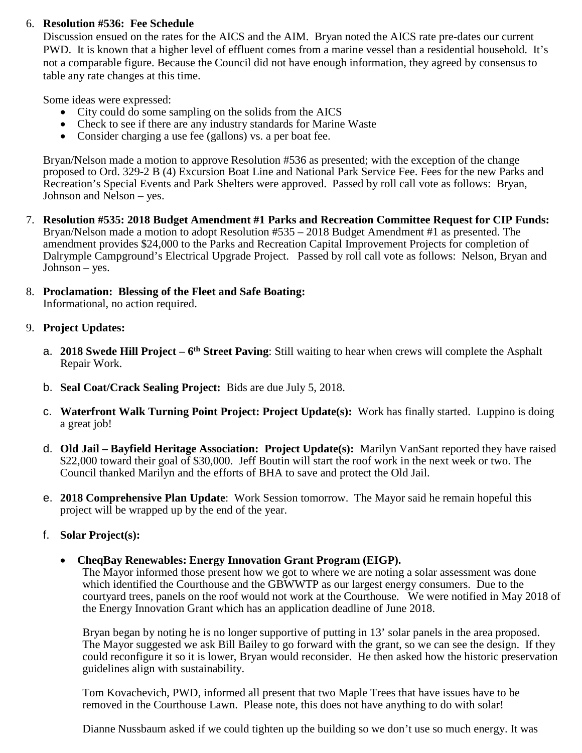6. **Resolution #536: Fee Schedule**
   Discussion ensued on the rates for the AICS and the AIM. Bryan noted the AICS rate pre-dates our current PWD. It is known that a higher level of effluent comes from a marine vessel than a residential household. It's not a comparable figure. Because the Council did not have enough information, they agreed by consensus to table any rate changes at this time.

   Some ideas were expressed:
   - City could do some sampling on the solids from the AICS
   - Check to see if there are any industry standards for Marine Waste
   - Consider charging a use fee (gallons) vs. a per boat fee.

   Bryan/Nelson made a motion to approve Resolution #536 as presented; with the exception of the change proposed to Ord. 329-2 B (4) Excursion Boat Line and National Park Service Fee. Fees for the new Parks and Recreation's Special Events and Park Shelters were approved. Passed by roll call vote as follows: Bryan, Johnson and Nelson – yes.

7. **Resolution #535: 2018 Budget Amendment #1 Parks and Recreation Committee Request for CIP Funds:** Bryan/Nelson made a motion to adopt Resolution #535 – 2018 Budget Amendment #1 as presented. The amendment provides $24,000 to the Parks and Recreation Capital Improvement Projects for completion of Dalrymple Campground's Electrical Upgrade Project. Passed by roll call vote as follows: Nelson, Bryan and Johnson – yes.

8. **Proclamation: Blessing of the Fleet and Safe Boating:**
   Informational, no action required.

9. **Project Updates:**

   a. **2018 Swede Hill Project – 6th Street Paving**: Still waiting to hear when crews will complete the Asphalt Repair Work.

   b. **Seal Coat/Crack Sealing Project:** Bids are due July 5, 2018.

   c. **Waterfront Walk Turning Point Project: Project Update(s):** Work has finally started. Luppino is doing a great job!

   d. **Old Jail – Bayfield Heritage Association: Project Update(s):** Marilyn VanSant reported they have raised $22,000 toward their goal of $30,000. Jeff Boutin will start the roof work in the next week or two. The Council thanked Marilyn and the efforts of BHA to save and protect the Old Jail.

   e. **2018 Comprehensive Plan Update**: Work Session tomorrow. The Mayor said he remain hopeful this project will be wrapped up by the end of the year.

   f. **Solar Project(s):**

      - **CheqBay Renewables: Energy Innovation Grant Program (EIGP).**
        The Mayor informed those present how we got to where we are noting a solar assessment was done which identified the Courthouse and the GBWWTP as our largest energy consumers. Due to the courtyard trees, panels on the roof would not work at the Courthouse. We were notified in May 2018 of the Energy Innovation Grant which has an application deadline of June 2018.

        Bryan began by noting he is no longer supportive of putting in 13' solar panels in the area proposed. The Mayor suggested we ask Bill Bailey to go forward with the grant, so we can see the design. If they could reconfigure it so it is lower, Bryan would reconsider. He then asked how the historic preservation guidelines align with sustainability.

        Tom Kovachevich, PWD, informed all present that two Maple Trees that have issues have to be removed in the Courthouse Lawn. Please note, this does not have anything to do with solar!

        Dianne Nussbaum asked if we could tighten up the building so we don't use so much energy. It was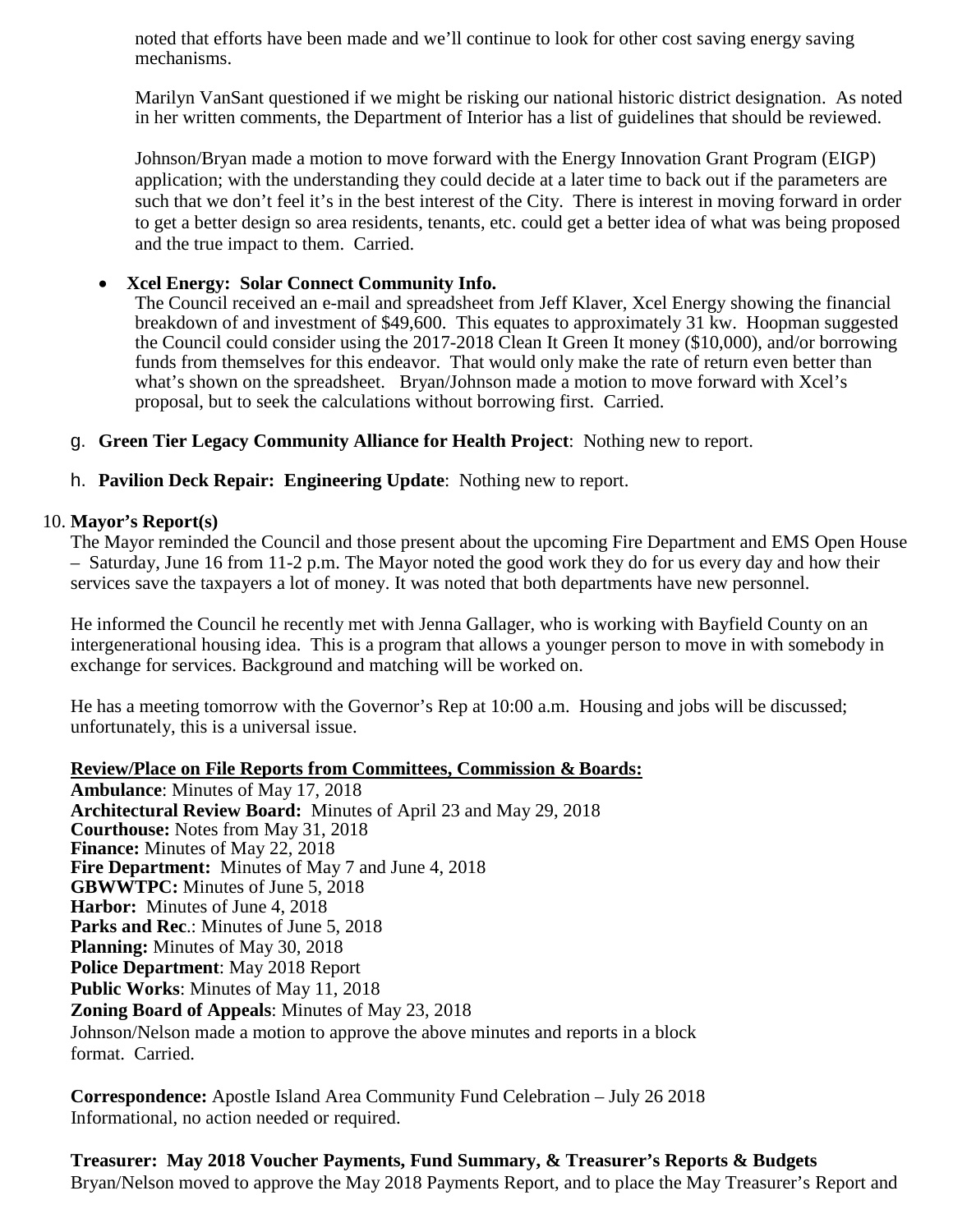noted that efforts have been made and we'll continue to look for other cost saving energy saving mechanisms.

Marilyn VanSant questioned if we might be risking our national historic district designation. As noted in her written comments, the Department of Interior has a list of guidelines that should be reviewed.

Johnson/Bryan made a motion to move forward with the Energy Innovation Grant Program (EIGP) application; with the understanding they could decide at a later time to back out if the parameters are such that we don't feel it's in the best interest of the City. There is interest in moving forward in order to get a better design so area residents, tenants, etc. could get a better idea of what was being proposed and the true impact to them. Carried.

- **Xcel Energy: Solar Connect Community Info.**
  The Council received an e-mail and spreadsheet from Jeff Klaver, Xcel Energy showing the financial breakdown of and investment of $49,600. This equates to approximately 31 kw. Hoopman suggested the Council could consider using the 2017-2018 Clean It Green It money ($10,000), and/or borrowing funds from themselves for this endeavor. That would only make the rate of return even better than what's shown on the spreadsheet. Bryan/Johnson made a motion to move forward with Xcel's proposal, but to seek the calculations without borrowing first. Carried.

g. **Green Tier Legacy Community Alliance for Health Project**: Nothing new to report.

h. **Pavilion Deck Repair: Engineering Update**: Nothing new to report.

10. **Mayor's Report(s)**

The Mayor reminded the Council and those present about the upcoming Fire Department and EMS Open House – Saturday, June 16 from 11-2 p.m. The Mayor noted the good work they do for us every day and how their services save the taxpayers a lot of money. It was noted that both departments have new personnel.

He informed the Council he recently met with Jenna Gallager, who is working with Bayfield County on an intergenerational housing idea. This is a program that allows a younger person to move in with somebody in exchange for services. Background and matching will be worked on.

He has a meeting tomorrow with the Governor's Rep at 10:00 a.m. Housing and jobs will be discussed; unfortunately, this is a universal issue.

**Review/Place on File Reports from Committees, Commission & Boards:**

**Ambulance**: Minutes of May 17, 2018
**Architectural Review Board:** Minutes of April 23 and May 29, 2018
**Courthouse:** Notes from May 31, 2018
**Finance:** Minutes of May 22, 2018
**Fire Department:** Minutes of May 7 and June 4, 2018
**GBWWTPC:** Minutes of June 5, 2018
**Harbor:** Minutes of June 4, 2018
**Parks and Rec**.: Minutes of June 5, 2018
**Planning:** Minutes of May 30, 2018
**Police Department**: May 2018 Report
**Public Works**: Minutes of May 11, 2018
**Zoning Board of Appeals**: Minutes of May 23, 2018
Johnson/Nelson made a motion to approve the above minutes and reports in a block format. Carried.

**Correspondence:** Apostle Island Area Community Fund Celebration – July 26 2018
Informational, no action needed or required.

**Treasurer: May 2018 Voucher Payments, Fund Summary, & Treasurer's Reports & Budgets**
Bryan/Nelson moved to approve the May 2018 Payments Report, and to place the May Treasurer's Report and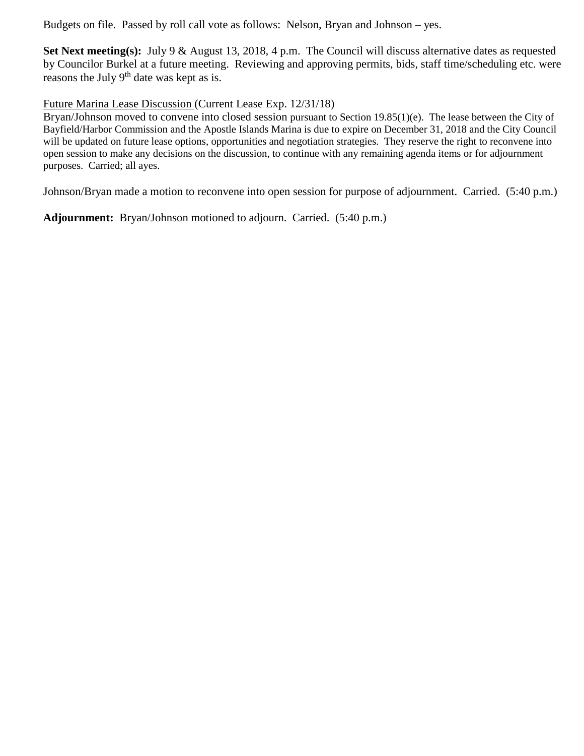Budgets on file. Passed by roll call vote as follows: Nelson, Bryan and Johnson – yes.

**Set Next meeting(s):** July 9 & August 13, 2018, 4 p.m. The Council will discuss alternative dates as requested by Councilor Burkel at a future meeting. Reviewing and approving permits, bids, staff time/scheduling etc. were reasons the July 9th date was kept as is.

Future Marina Lease Discussion (Current Lease Exp. 12/31/18)
Bryan/Johnson moved to convene into closed session pursuant to Section 19.85(1)(e). The lease between the City of Bayfield/Harbor Commission and the Apostle Islands Marina is due to expire on December 31, 2018 and the City Council will be updated on future lease options, opportunities and negotiation strategies. They reserve the right to reconvene into open session to make any decisions on the discussion, to continue with any remaining agenda items or for adjournment purposes. Carried; all ayes.

Johnson/Bryan made a motion to reconvene into open session for purpose of adjournment. Carried. (5:40 p.m.)

**Adjournment:** Bryan/Johnson motioned to adjourn. Carried. (5:40 p.m.)